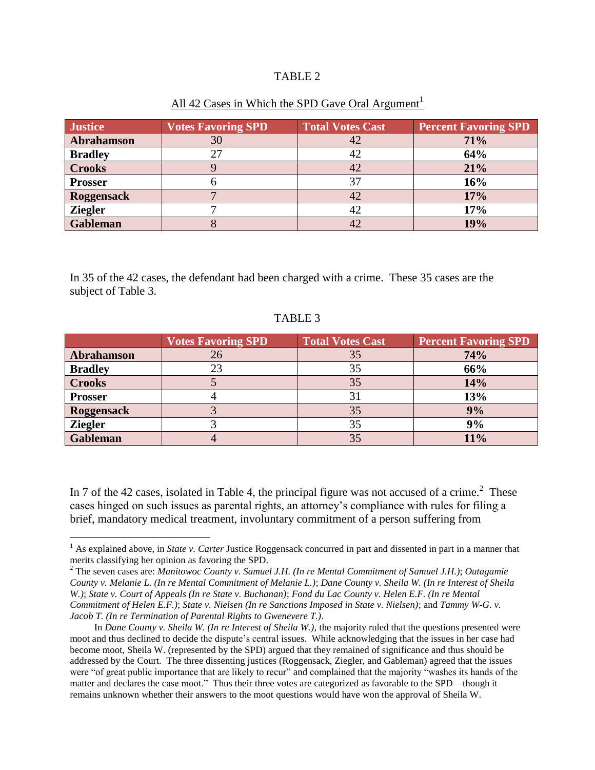TABLE 2

All 42 Cases in Which the SPD Gave Oral Argument[1]

| Justice | Votes Favoring SPD | Total Votes Cast | Percent Favoring SPD |
|---|---|---|---|
| **Abrahamson** | 30 | 42 | **71%** |
| **Bradley** | 27 | 42 | **64%** |
| **Crooks** | 9 | 42 | **21%** |
| **Prosser** | 6 | 37 | **16%** |
| **Roggensack** | 7 | 42 | **17%** |
| **Ziegler** | 7 | 42 | **17%** |
| **Gableman** | 8 | 42 | **19%** |

In 35 of the 42 cases, the defendant had been charged with a crime. These 35 cases are the subject of Table 3.

TABLE 3

| | Votes Favoring SPD | Total Votes Cast | Percent Favoring SPD |
|---|---|---|---|
| **Abrahamson** | 26 | 35 | **74%** |
| **Bradley** | 23 | 35 | **66%** |
| **Crooks** | 5 | 35 | **14%** |
| **Prosser** | 4 | 31 | **13%** |
| **Roggensack** | 3 | 35 | **9%** |
| **Ziegler** | 3 | 35 | **9%** |
| **Gableman** | 4 | 35 | **11%** |

In 7 of the 42 cases, isolated in Table 4, the principal figure was not accused of a crime.[2] These cases hinged on such issues as parental rights, an attorney's compliance with rules for filing a brief, mandatory medical treatment, involuntary commitment of a person suffering from

---

[1] As explained above, in *State v. Carter* Justice Roggensack concurred in part and dissented in part in a manner that merits classifying her opinion as favoring the SPD.

[2] The seven cases are: *Manitowoc County v. Samuel J.H. (In re Mental Commitment of Samuel J.H.)*; *Outagamie County v. Melanie L. (In re Mental Commitment of Melanie L.)*; *Dane County v. Sheila W. (In re Interest of Sheila W.)*; *State v. Court of Appeals (In re State v. Buchanan)*; *Fond du Lac County v. Helen E.F. (In re Mental Commitment of Helen E.F.)*; *State v. Nielsen (In re Sanctions Imposed in State v. Nielsen)*; and *Tammy W-G. v. Jacob T. (In re Termination of Parental Rights to Gwenevere T.)*.

In *Dane County v. Sheila W. (In re Interest of Sheila W.)*, the majority ruled that the questions presented were moot and thus declined to decide the dispute's central issues. While acknowledging that the issues in her case had become moot, Sheila W. (represented by the SPD) argued that they remained of significance and thus should be addressed by the Court. The three dissenting justices (Roggensack, Ziegler, and Gableman) agreed that the issues were "of great public importance that are likely to recur" and complained that the majority "washes its hands of the matter and declares the case moot." Thus their three votes are categorized as favorable to the SPD—though it remains unknown whether their answers to the moot questions would have won the approval of Sheila W.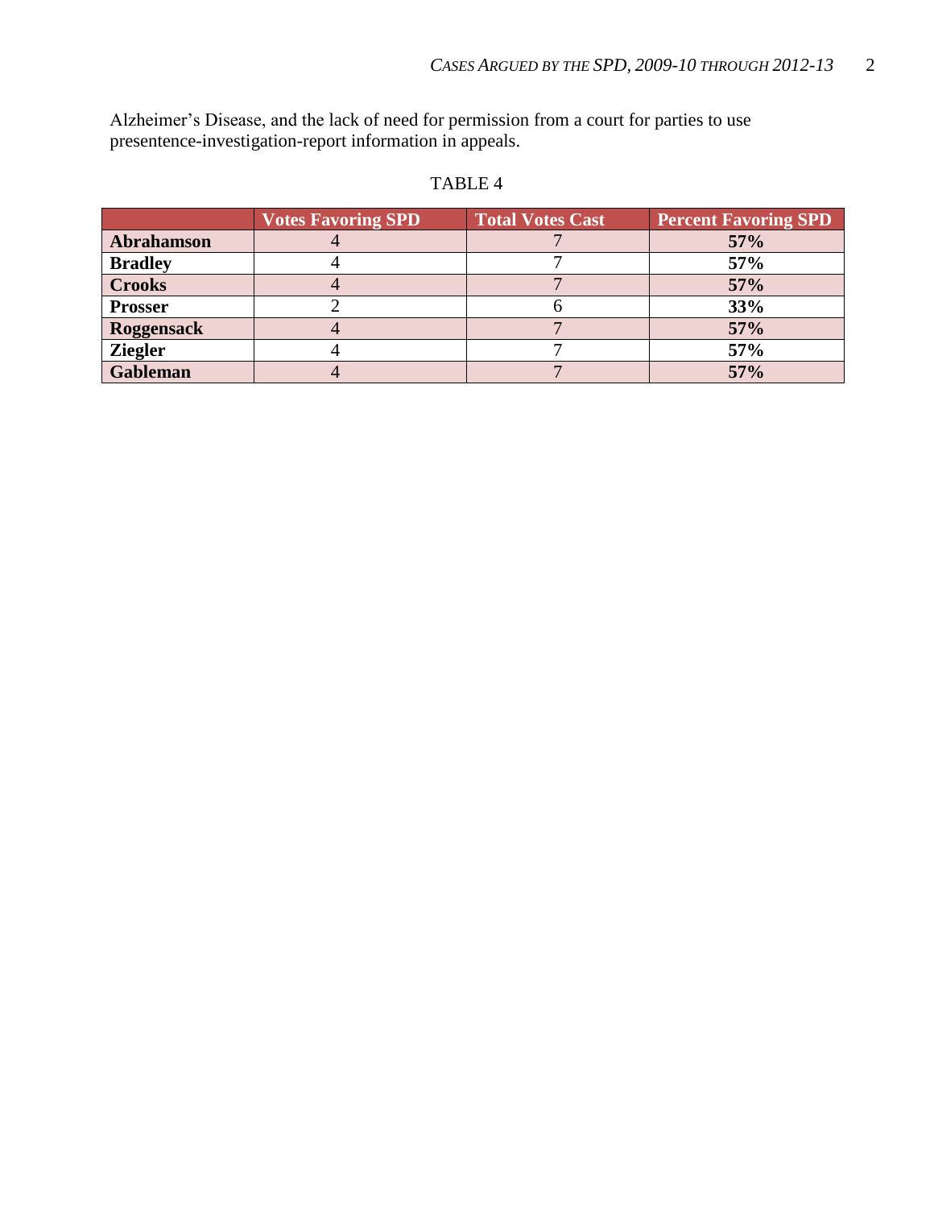Alzheimer's Disease, and the lack of need for permission from a court for parties to use presentence-investigation-report information in appeals.

TABLE 4

| | Votes Favoring SPD | Total Votes Cast | Percent Favoring SPD |
|---|---|---|---|
| **Abrahamson** | 4 | 7 | **57%** |
| **Bradley** | 4 | 7 | **57%** |
| **Crooks** | 4 | 7 | **57%** |
| **Prosser** | 2 | 6 | **33%** |
| **Roggensack** | 4 | 7 | **57%** |
| **Ziegler** | 4 | 7 | **57%** |
| **Gableman** | 4 | 7 | **57%** |